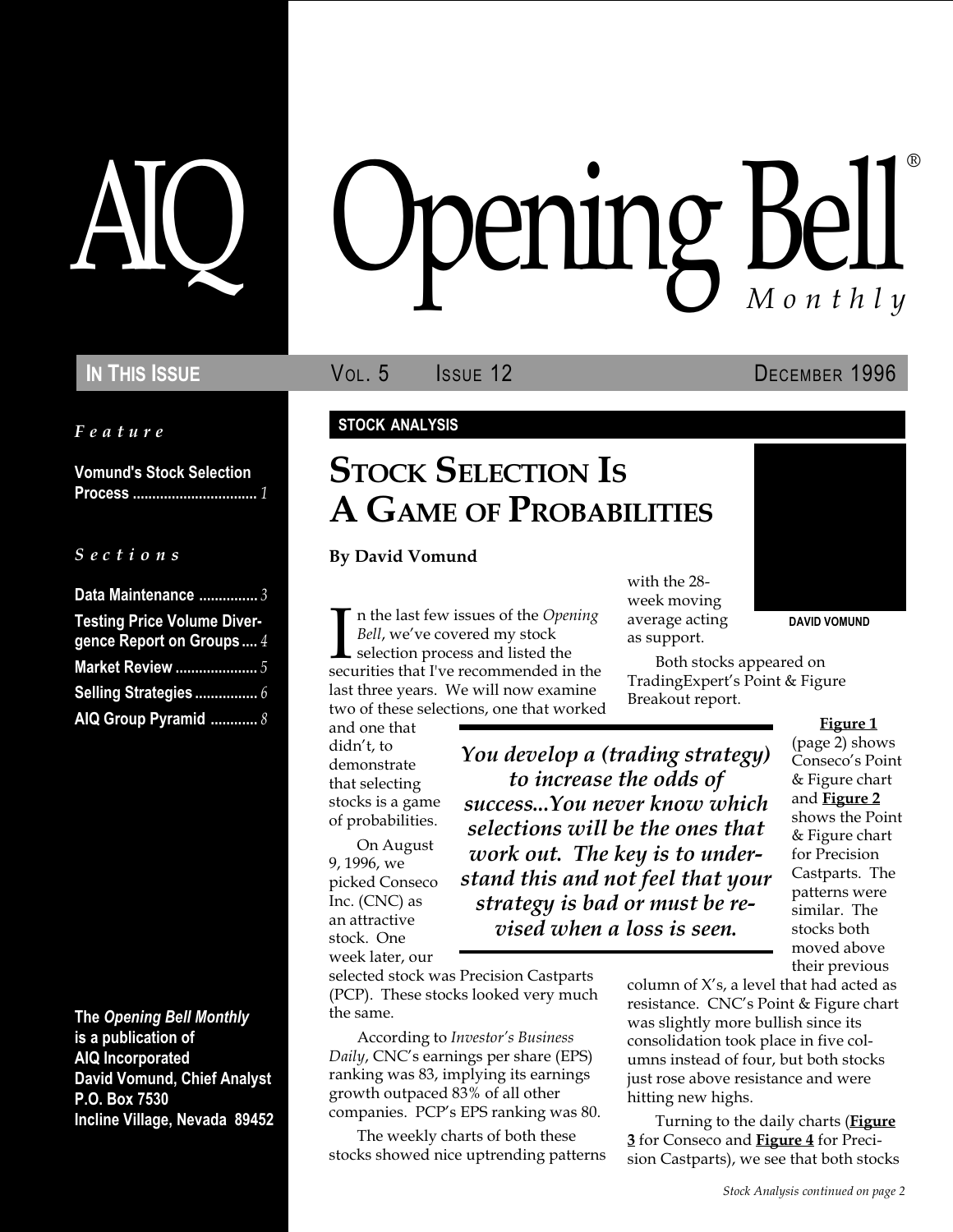# AIQ Opening Bell® Monthly

**IN THIS ISSUE** VOL. 5 ISSUE 12 DECEMBER 1996

*Feature*

**Vomund's Stock Selection Process** ............................... *1*

*Sections*

**Data Maintenance** ............... *3*
**Testing Price Volume Divergence Report on Groups** .... *4*
**Market Review** ..................... *5*
**Selling Strategies** ................ *6*
**AIQ Group Pyramid** ............ *8*

**The *Opening Bell Monthly* is a publication of AIQ Incorporated
David Vomund, Chief Analyst
P.O. Box 7530
Incline Village, Nevada 89452**

**STOCK ANALYSIS**

## STOCK SELECTION IS A GAME OF PROBABILITIES

**By David Vomund**

DAVID VOMUND

In the last few issues of the *Opening Bell*, we've covered my stock selection process and listed the securities that I've recommended in the last three years. We will now examine two of these selections, one that worked and one that didn't, to demonstrate that selecting stocks is a game of probabilities.

> *You develop a (trading strategy) to increase the odds of success...You never know which selections will be the ones that work out. The key is to understand this and not feel that your strategy is bad or must be revised when a loss is seen.*

On August 9, 1996, we picked Conseco Inc. (CNC) as an attractive stock. One week later, our selected stock was Precision Castparts (PCP). These stocks looked very much the same.

According to *Investor's Business Daily*, CNC's earnings per share (EPS) ranking was 83, implying its earnings growth outpaced 83% of all other companies. PCP's EPS ranking was 80.

The weekly charts of both these stocks showed nice uptrending patterns with the 28-week moving average acting as support.

Both stocks appeared on TradingExpert's Point & Figure Breakout report.

**Figure 1** (page 2) shows Conseco's Point & Figure chart and **Figure 2** shows the Point & Figure chart for Precision Castparts. The patterns were similar. The stocks both moved above their previous column of X's, a level that had acted as resistance. CNC's Point & Figure chart was slightly more bullish since its consolidation took place in five columns instead of four, but both stocks just rose above resistance and were hitting new highs.

Turning to the daily charts (**Figure 3** for Conseco and **Figure 4** for Precision Castparts), we see that both stocks

*Stock Analysis continued on page 2*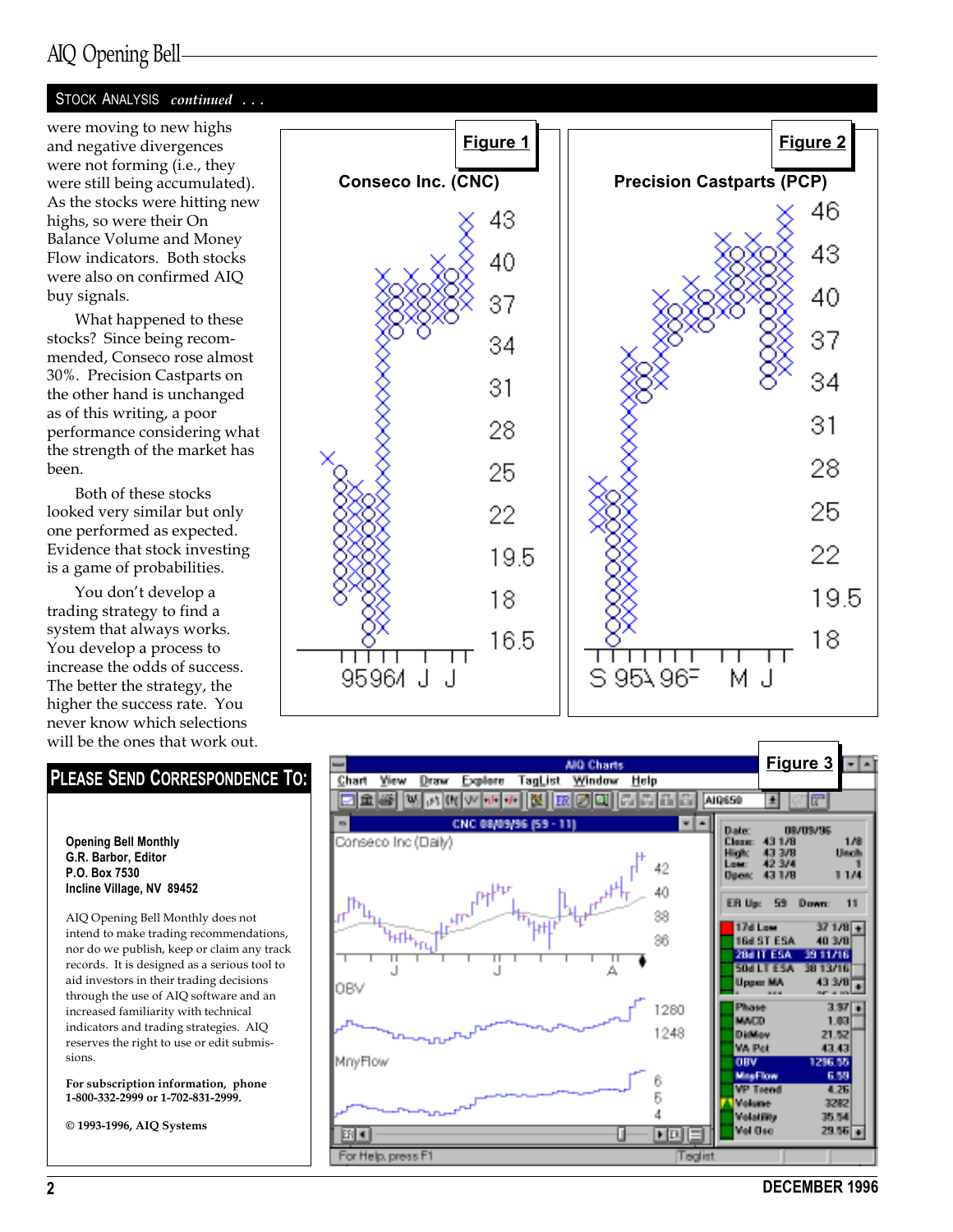## STOCK ANALYSIS *continued . . .*

were moving to new highs and negative divergences were not forming (i.e., they were still being accumulated). As the stocks were hitting new highs, so were their On Balance Volume and Money Flow indicators. Both stocks were also on confirmed AIQ buy signals.

What happened to these stocks? Since being recommended, Conseco rose almost 30%. Precision Castparts on the other hand is unchanged as of this writing, a poor performance considering what the strength of the market has been.

Both of these stocks looked very similar but only one performed as expected. Evidence that stock investing is a game of probabilities.

You don't develop a trading strategy to find a system that always works. You develop a process to increase the odds of success. The better the strategy, the higher the success rate. You never know which selections will be the ones that work out.

**Figure 1**

Conseco Inc. (CNC)

**Figure 2**

Precision Castparts (PCP)

**Figure 3**

## PLEASE SEND CORRESPONDENCE TO:

**Opening Bell Monthly**
**G.R. Barbor, Editor**
**P.O. Box 7530**
**Incline Village, NV 89452**

AIQ Opening Bell Monthly does not intend to make trading recommendations, nor do we publish, keep or claim any track records. It is designed as a serious tool to aid investors in their trading decisions through the use of AIQ software and an increased familiarity with technical indicators and trading strategies. AIQ reserves the right to use or edit submissions.

**For subscription information, phone 1-800-332-2999 or 1-702-831-2999.**

**© 1993-1996, AIQ Systems**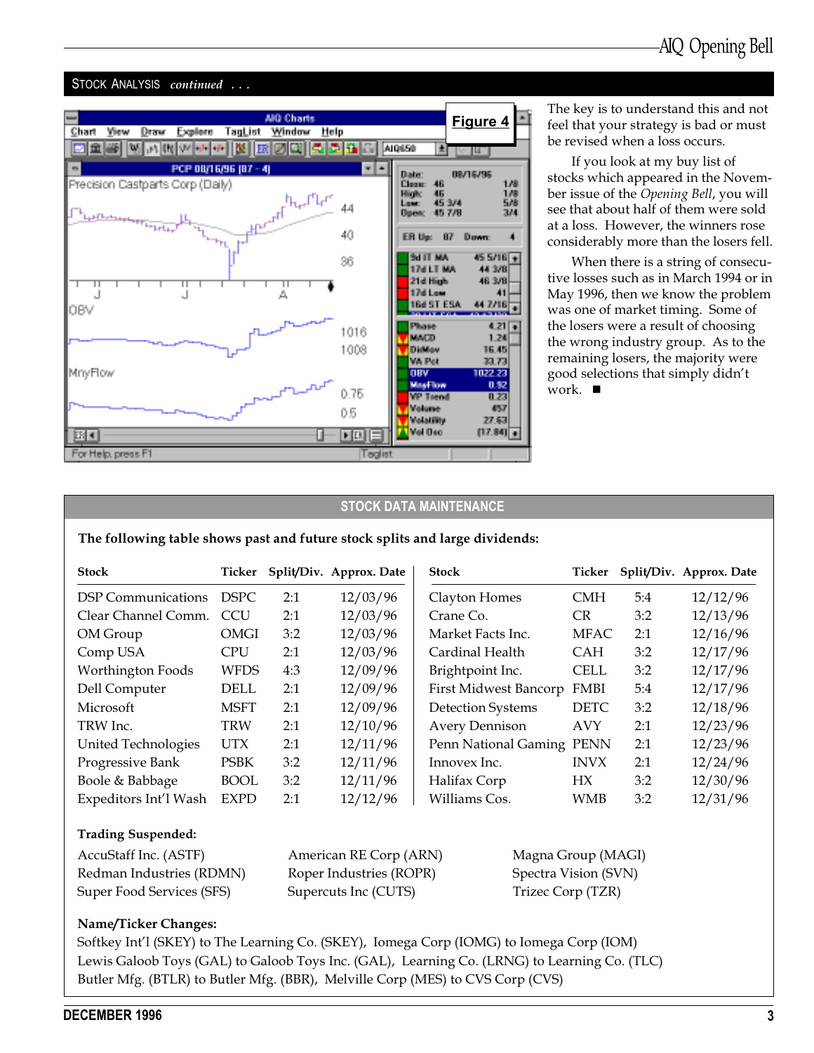## STOCK ANALYSIS *continued . . .*

Figure 4

The key is to understand this and not feel that your strategy is bad or must be revised when a loss occurs.

If you look at my buy list of stocks which appeared in the November issue of the *Opening Bell*, you will see that about half of them were sold at a loss. However, the winners rose considerably more than the losers fell.

When there is a string of consecutive losses such as in March 1994 or in May 1996, then we know the problem was one of market timing. Some of the losers were a result of choosing the wrong industry group. As to the remaining losers, the majority were good selections that simply didn't work. ■

## STOCK DATA MAINTENANCE

**The following table shows past and future stock splits and large dividends:**

| Stock | Ticker | Split/Div. | Approx. Date | Stock | Ticker | Split/Div. | Approx. Date |
|---|---|---|---|---|---|---|---|
| DSP Communications | DSPC | 2:1 | 12/03/96 | Clayton Homes | CMH | 5:4 | 12/12/96 |
| Clear Channel Comm. | CCU | 2:1 | 12/03/96 | Crane Co. | CR | 3:2 | 12/13/96 |
| OM Group | OMGI | 3:2 | 12/03/96 | Market Facts Inc. | MFAC | 2:1 | 12/16/96 |
| Comp USA | CPU | 2:1 | 12/03/96 | Cardinal Health | CAH | 3:2 | 12/17/96 |
| Worthington Foods | WFDS | 4:3 | 12/09/96 | Brightpoint Inc. | CELL | 3:2 | 12/17/96 |
| Dell Computer | DELL | 2:1 | 12/09/96 | First Midwest Bancorp | FMBI | 5:4 | 12/17/96 |
| Microsoft | MSFT | 2:1 | 12/09/96 | Detection Systems | DETC | 3:2 | 12/18/96 |
| TRW Inc. | TRW | 2:1 | 12/10/96 | Avery Dennison | AVY | 2:1 | 12/23/96 |
| United Technologies | UTX | 2:1 | 12/11/96 | Penn National Gaming | PENN | 2:1 | 12/23/96 |
| Progressive Bank | PSBK | 3:2 | 12/11/96 | Innovex Inc. | INVX | 2:1 | 12/24/96 |
| Boole & Babbage | BOOL | 3:2 | 12/11/96 | Halifax Corp | HX | 3:2 | 12/30/96 |
| Expeditors Int'l Wash | EXPD | 2:1 | 12/12/96 | Williams Cos. | WMB | 3:2 | 12/31/96 |

**Trading Suspended:**

AccuStaff Inc. (ASTF), Redman Industries (RDMN), Super Food Services (SFS), American RE Corp (ARN), Roper Industries (ROPR), Supercuts Inc (CUTS), Magna Group (MAGI), Spectra Vision (SVN), Trizec Corp (TZR)

**Name/Ticker Changes:**

Softkey Int'l (SKEY) to The Learning Co. (SKEY), Iomega Corp (IOMG) to Iomega Corp (IOM)
Lewis Galoob Toys (GAL) to Galoob Toys Inc. (GAL), Learning Co. (LRNG) to Learning Co. (TLC)
Butler Mfg. (BTLR) to Butler Mfg. (BBR), Melville Corp (MES) to CVS Corp (CVS)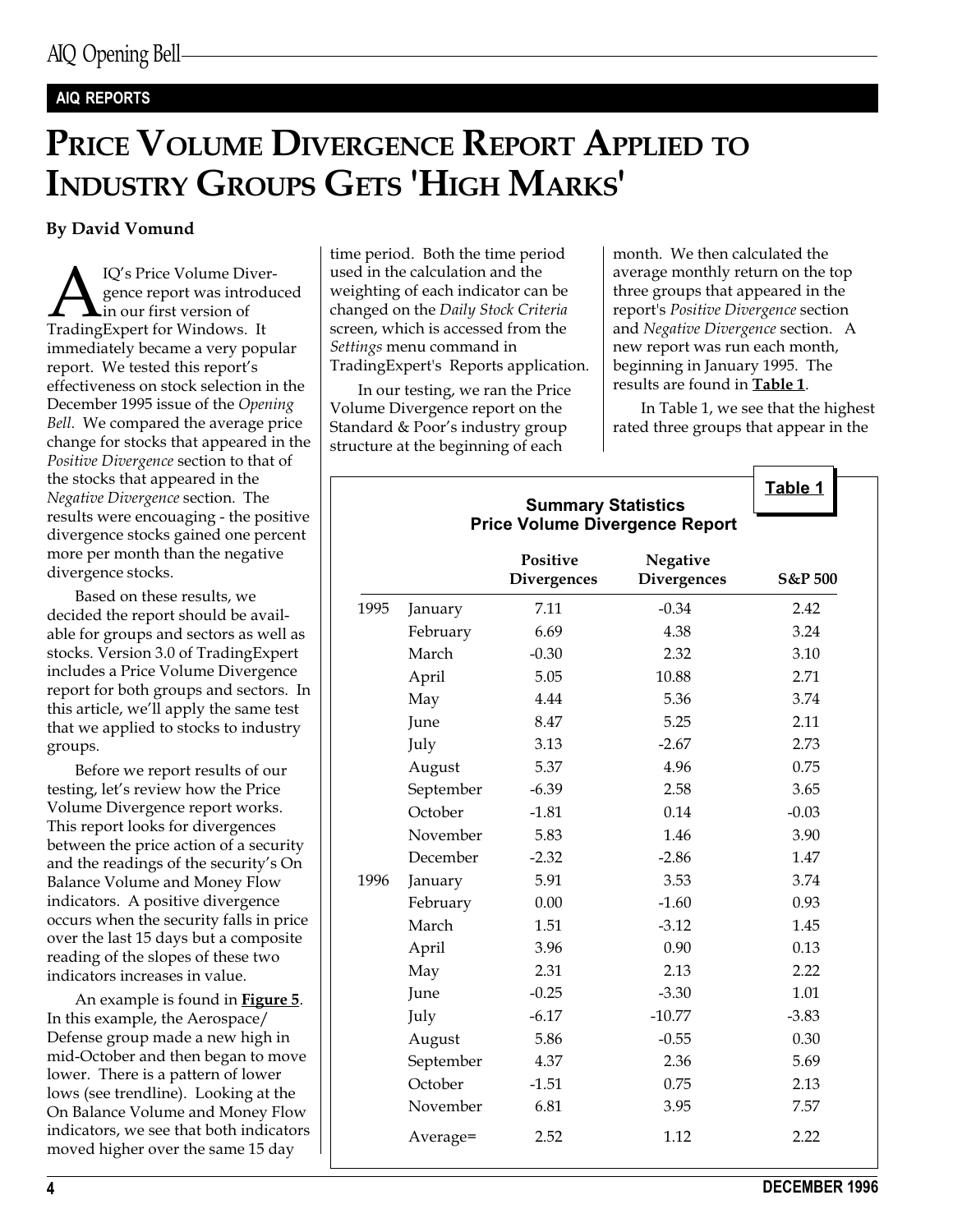**AIQ REPORTS**

# PRICE VOLUME DIVERGENCE REPORT APPLIED TO INDUSTRY GROUPS GETS 'HIGH MARKS'

**By David Vomund**

AIQ's Price Volume Divergence report was introduced in our first version of TradingExpert for Windows. It immediately became a very popular report. We tested this report's effectiveness on stock selection in the December 1995 issue of the *Opening Bell.* We compared the average price change for stocks that appeared in the *Positive Divergence* section to that of the stocks that appeared in the *Negative Divergence* section. The results were encouaging - the positive divergence stocks gained one percent more per month than the negative divergence stocks.

Based on these results, we decided the report should be available for groups and sectors as well as stocks. Version 3.0 of TradingExpert includes a Price Volume Divergence report for both groups and sectors. In this article, we'll apply the same test that we applied to stocks to industry groups.

Before we report results of our testing, let's review how the Price Volume Divergence report works. This report looks for divergences between the price action of a security and the readings of the security's On Balance Volume and Money Flow indicators. A positive divergence occurs when the security falls in price over the last 15 days but a composite reading of the slopes of these two indicators increases in value.

An example is found in **Figure 5**. In this example, the Aerospace/Defense group made a new high in mid-October and then began to move lower. There is a pattern of lower lows (see trendline). Looking at the On Balance Volume and Money Flow indicators, we see that both indicators moved higher over the same 15 day time period. Both the time period used in the calculation and the weighting of each indicator can be changed on the *Daily Stock Criteria* screen, which is accessed from the *Settings* menu command in TradingExpert's Reports application.

In our testing, we ran the Price Volume Divergence report on the Standard & Poor's industry group structure at the beginning of each month. We then calculated the average monthly return on the top three groups that appeared in the report's *Positive Divergence* section and *Negative Divergence* section. A new report was run each month, beginning in January 1995. The results are found in **Table 1**.

In Table 1, we see that the highest rated three groups that appear in the

**Table 1**

**Summary Statistics**
**Price Volume Divergence Report**

| | | Positive Divergences | Negative Divergences | S&P 500 |
|---|---|---|---|---|
| 1995 | January | 7.11 | -0.34 | 2.42 |
| | February | 6.69 | 4.38 | 3.24 |
| | March | -0.30 | 2.32 | 3.10 |
| | April | 5.05 | 10.88 | 2.71 |
| | May | 4.44 | 5.36 | 3.74 |
| | June | 8.47 | 5.25 | 2.11 |
| | July | 3.13 | -2.67 | 2.73 |
| | August | 5.37 | 4.96 | 0.75 |
| | September | -6.39 | 2.58 | 3.65 |
| | October | -1.81 | 0.14 | -0.03 |
| | November | 5.83 | 1.46 | 3.90 |
| | December | -2.32 | -2.86 | 1.47 |
| 1996 | January | 5.91 | 3.53 | 3.74 |
| | February | 0.00 | -1.60 | 0.93 |
| | March | 1.51 | -3.12 | 1.45 |
| | April | 3.96 | 0.90 | 0.13 |
| | May | 2.31 | 2.13 | 2.22 |
| | June | -0.25 | -3.30 | 1.01 |
| | July | -6.17 | -10.77 | -3.83 |
| | August | 5.86 | -0.55 | 0.30 |
| | September | 4.37 | 2.36 | 5.69 |
| | October | -1.51 | 0.75 | 2.13 |
| | November | 6.81 | 3.95 | 7.57 |
| | Average= | 2.52 | 1.12 | 2.22 |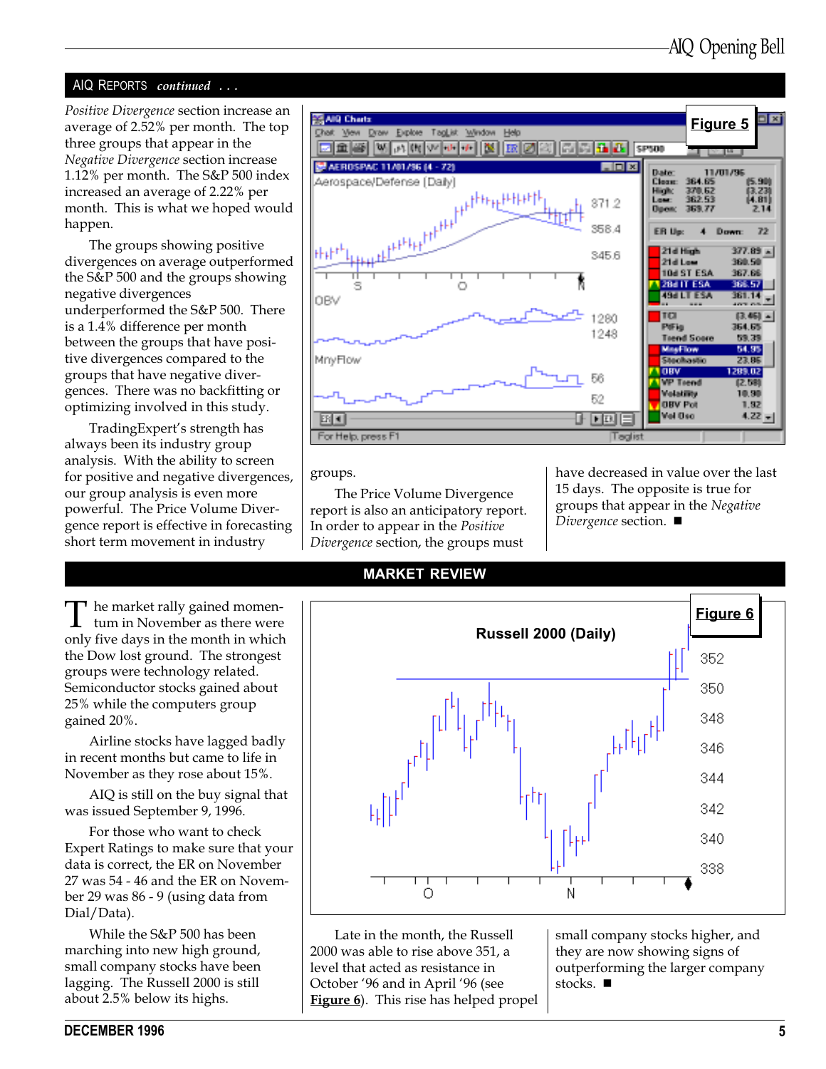## AIQ Reports *continued . . .*

*Positive Divergence* section increase an average of 2.52% per month. The top three groups that appear in the *Negative Divergence* section increase 1.12% per month. The S&P 500 index increased an average of 2.22% per month. This is what we hoped would happen.

The groups showing positive divergences on average outperformed the S&P 500 and the groups showing negative divergences underperformed the S&P 500. There is a 1.4% difference per month between the groups that have positive divergences compared to the groups that have negative divergences. There was no backfitting or optimizing involved in this study.

TradingExpert's strength has always been its industry group analysis. With the ability to screen for positive and negative divergences, our group analysis is even more powerful. The Price Volume Divergence report is effective in forecasting short term movement in industry groups.

**Figure 5**

The Price Volume Divergence report is also an anticipatory report. In order to appear in the *Positive Divergence* section, the groups must have decreased in value over the last 15 days. The opposite is true for groups that appear in the *Negative Divergence* section. ■

## MARKET REVIEW

The market rally gained momentum in November as there were only five days in the month in which the Dow lost ground. The strongest groups were technology related. Semiconductor stocks gained about 25% while the computers group gained 20%.

Airline stocks have lagged badly in recent months but came to life in November as they rose about 15%.

AIQ is still on the buy signal that was issued September 9, 1996.

For those who want to check Expert Ratings to make sure that your data is correct, the ER on November 27 was 54 - 46 and the ER on November 29 was 86 - 9 (using data from Dial/Data).

While the S&P 500 has been marching into new high ground, small company stocks have been lagging. The Russell 2000 is still about 2.5% below its highs.

**Figure 6**

Late in the month, the Russell 2000 was able to rise above 351, a level that acted as resistance in October '96 and in April '96 (see **Figure 6**). This rise has helped propel small company stocks higher, and they are now showing signs of outperforming the larger company stocks. ■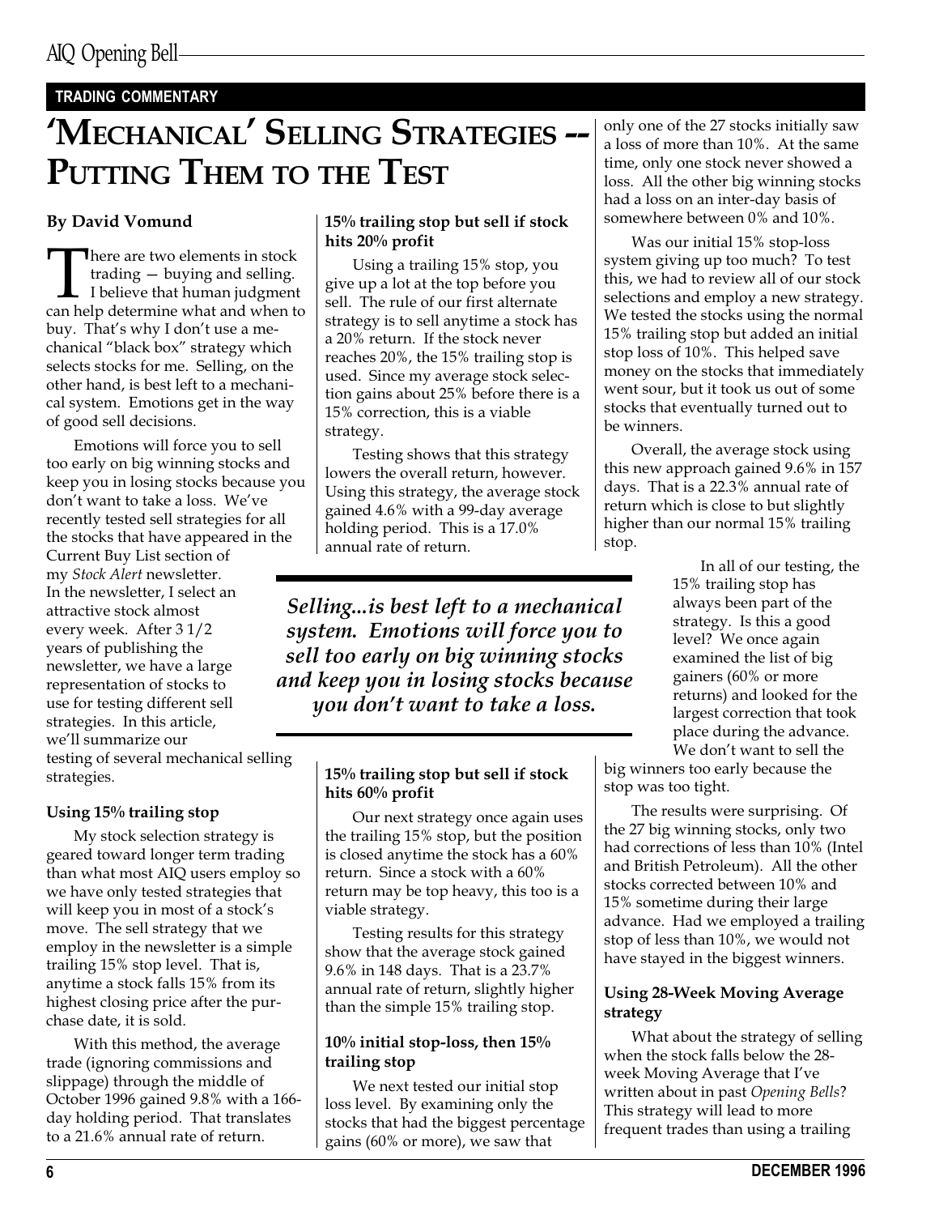**TRADING COMMENTARY**

# 'MECHANICAL' SELLING STRATEGIES -- PUTTING THEM TO THE TEST

**By David Vomund**

There are two elements in stock trading — buying and selling. I believe that human judgment can help determine what and when to buy. That's why I don't use a mechanical "black box" strategy which selects stocks for me. Selling, on the other hand, is best left to a mechanical system. Emotions get in the way of good sell decisions.

Emotions will force you to sell too early on big winning stocks and keep you in losing stocks because you don't want to take a loss. We've recently tested sell strategies for all the stocks that have appeared in the Current Buy List section of my *Stock Alert* newsletter. In the newsletter, I select an attractive stock almost every week. After 3 1/2 years of publishing the newsletter, we have a large representation of stocks to use for testing different sell strategies. In this article, we'll summarize our testing of several mechanical selling strategies.

**Using 15% trailing stop**

My stock selection strategy is geared toward longer term trading than what most AIQ users employ so we have only tested strategies that will keep you in most of a stock's move. The sell strategy that we employ in the newsletter is a simple trailing 15% stop level. That is, anytime a stock falls 15% from its highest closing price after the purchase date, it is sold.

With this method, the average trade (ignoring commissions and slippage) through the middle of October 1996 gained 9.8% with a 166-day holding period. That translates to a 21.6% annual rate of return.

**15% trailing stop but sell if stock hits 20% profit**

Using a trailing 15% stop, you give up a lot at the top before you sell. The rule of our first alternate strategy is to sell anytime a stock has a 20% return. If the stock never reaches 20%, the 15% trailing stop is used. Since my average stock selection gains about 25% before there is a 15% correction, this is a viable strategy.

Testing shows that this strategy lowers the overall return, however. Using this strategy, the average stock gained 4.6% with a 99-day average holding period. This is a 17.0% annual rate of return.

***Selling...is best left to a mechanical system. Emotions will force you to sell too early on big winning stocks and keep you in losing stocks because you don't want to take a loss.***

**15% trailing stop but sell if stock hits 60% profit**

Our next strategy once again uses the trailing 15% stop, but the position is closed anytime the stock has a 60% return. Since a stock with a 60% return may be top heavy, this too is a viable strategy.

Testing results for this strategy show that the average stock gained 9.6% in 148 days. That is a 23.7% annual rate of return, slightly higher than the simple 15% trailing stop.

**10% initial stop-loss, then 15% trailing stop**

We next tested our initial stop loss level. By examining only the stocks that had the biggest percentage gains (60% or more), we saw that only one of the 27 stocks initially saw a loss of more than 10%. At the same time, only one stock never showed a loss. All the other big winning stocks had a loss on an inter-day basis of somewhere between 0% and 10%.

Was our initial 15% stop-loss system giving up too much? To test this, we had to review all of our stock selections and employ a new strategy. We tested the stocks using the normal 15% trailing stop but added an initial stop loss of 10%. This helped save money on the stocks that immediately went sour, but it took us out of some stocks that eventually turned out to be winners.

Overall, the average stock using this new approach gained 9.6% in 157 days. That is a 22.3% annual rate of return which is close to but slightly higher than our normal 15% trailing stop.

In all of our testing, the 15% trailing stop has always been part of the strategy. Is this a good level? We once again examined the list of big gainers (60% or more returns) and looked for the largest correction that took place during the advance. We don't want to sell the big winners too early because the stop was too tight.

The results were surprising. Of the 27 big winning stocks, only two had corrections of less than 10% (Intel and British Petroleum). All the other stocks corrected between 10% and 15% sometime during their large advance. Had we employed a trailing stop of less than 10%, we would not have stayed in the biggest winners.

**Using 28-Week Moving Average strategy**

What about the strategy of selling when the stock falls below the 28-week Moving Average that I've written about in past *Opening Bells*? This strategy will lead to more frequent trades than using a trailing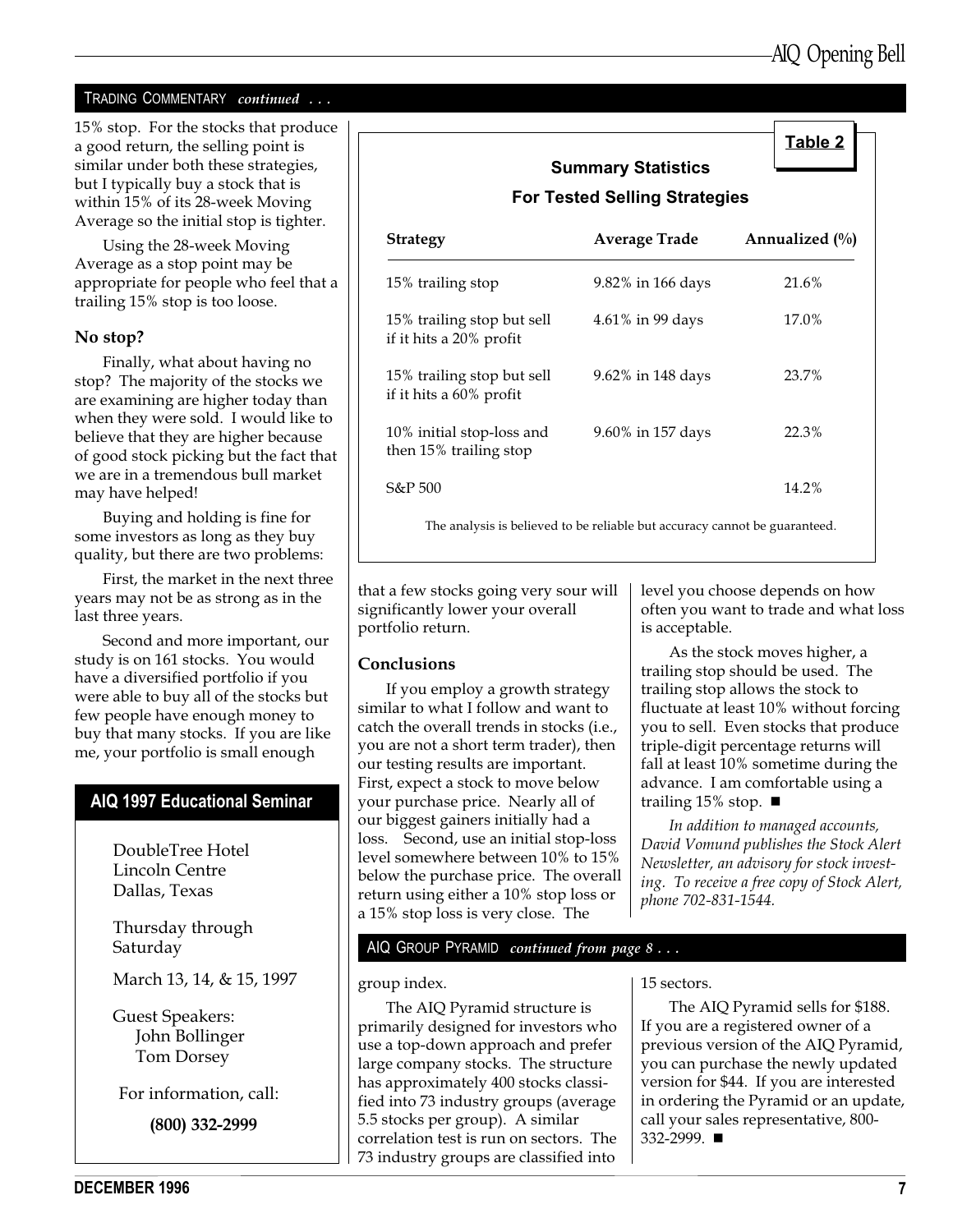TRADING COMMENTARY *continued . . .*

15% stop. For the stocks that produce a good return, the selling point is similar under both these strategies, but I typically buy a stock that is within 15% of its 28-week Moving Average so the initial stop is tighter.

Using the 28-week Moving Average as a stop point may be appropriate for people who feel that a trailing 15% stop is too loose.

### No stop?

Finally, what about having no stop? The majority of the stocks we are examining are higher today than when they were sold. I would like to believe that they are higher because of good stock picking but the fact that we are in a tremendous bull market may have helped!

Buying and holding is fine for some investors as long as they buy quality, but there are two problems:

First, the market in the next three years may not be as strong as in the last three years.

Second and more important, our study is on 161 stocks. You would have a diversified portfolio if you were able to buy all of the stocks but few people have enough money to buy that many stocks. If you are like me, your portfolio is small enough that a few stocks going very sour will significantly lower your overall portfolio return.

**Table 2**

**Summary Statistics For Tested Selling Strategies**

| Strategy | Average Trade | Annualized (%) |
|---|---|---|
| 15% trailing stop | 9.82% in 166 days | 21.6% |
| 15% trailing stop but sell if it hits a 20% profit | 4.61% in 99 days | 17.0% |
| 15% trailing stop but sell if it hits a 60% profit | 9.62% in 148 days | 23.7% |
| 10% initial stop-loss and then 15% trailing stop | 9.60% in 157 days | 22.3% |
| S&P 500 | | 14.2% |

The analysis is believed to be reliable but accuracy cannot be guaranteed.

### Conclusions

If you employ a growth strategy similar to what I follow and want to catch the overall trends in stocks (i.e., you are not a short term trader), then our testing results are important. First, expect a stock to move below your purchase price. Nearly all of our biggest gainers initially had a loss. Second, use an initial stop-loss level somewhere between 10% to 15% below the purchase price. The overall return using either a 10% stop loss or a 15% stop loss is very close. The level you choose depends on how often you want to trade and what loss is acceptable.

As the stock moves higher, a trailing stop should be used. The trailing stop allows the stock to fluctuate at least 10% without forcing you to sell. Even stocks that produce triple-digit percentage returns will fall at least 10% sometime during the advance. I am comfortable using a trailing 15% stop. ■

*In addition to managed accounts, David Vomund publishes the Stock Alert Newsletter, an advisory for stock investing. To receive a free copy of Stock Alert, phone 702-831-1544.*

**AIQ 1997 Educational Seminar**

DoubleTree Hotel
Lincoln Centre
Dallas, Texas

Thursday through Saturday

March 13, 14, & 15, 1997

Guest Speakers:
John Bollinger
Tom Dorsey

For information, call:

**(800) 332-2999**

AIQ GROUP PYRAMID *continued from page 8 . . .*

group index.

The AIQ Pyramid structure is primarily designed for investors who use a top-down approach and prefer large company stocks. The structure has approximately 400 stocks classified into 73 industry groups (average 5.5 stocks per group). A similar correlation test is run on sectors. The 73 industry groups are classified into 15 sectors.

The AIQ Pyramid sells for $188. If you are a registered owner of a previous version of the AIQ Pyramid, you can purchase the newly updated version for $44. If you are interested in ordering the Pyramid or an update, call your sales representative, 800-332-2999. ■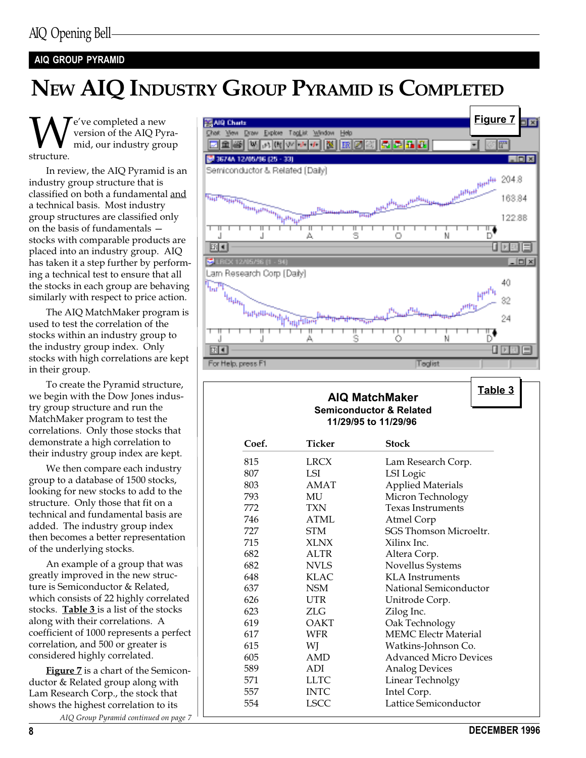**AIQ GROUP PYRAMID**

# NEW AIQ INDUSTRY GROUP PYRAMID IS COMPLETED

We've completed a new version of the AIQ Pyramid, our industry group structure.

In review, the AIQ Pyramid is an industry group structure that is classified on both a fundamental and a technical basis. Most industry group structures are classified only on the basis of fundamentals — stocks with comparable products are placed into an industry group. AIQ has taken it a step further by performing a technical test to ensure that all the stocks in each group are behaving similarly with respect to price action.

The AIQ MatchMaker program is used to test the correlation of the stocks within an industry group to the industry group index. Only stocks with high correlations are kept in their group.

To create the Pyramid structure, we begin with the Dow Jones industry group structure and run the MatchMaker program to test the correlations. Only those stocks that demonstrate a high correlation to their industry group index are kept.

We then compare each industry group to a database of 1500 stocks, looking for new stocks to add to the structure. Only those that fit on a technical and fundamental basis are added. The industry group index then becomes a better representation of the underlying stocks.

An example of a group that was greatly improved in the new structure is Semiconductor & Related, which consists of 22 highly correlated stocks. **Table 3** is a list of the stocks along with their correlations. A coefficient of 1000 represents a perfect correlation, and 500 or greater is considered highly correlated.

**Figure 7** is a chart of the Semiconductor & Related group along with Lam Research Corp., the stock that shows the highest correlation to its

*AIQ Group Pyramid continued on page 7*

**Figure 7**

AIQ Charts
Chart View Draw Explore TagList Window Help
3674A 12/05/96 (25 - 33)
Semiconductor & Related (Daily)
204.8
163.84
122.88
J J A S O N D
LRCX 12/05/96 (1 - 34)
Lam Research Corp (Daily)
40
32
24
J J A S O N D
For Help, press F1
Taglist

**Table 3**

**AIQ MatchMaker**
**Semiconductor & Related**
**11/29/95 to 11/29/96**

| Coef. | Ticker | Stock |
|---|---|---|
| 815 | LRCX | Lam Research Corp. |
| 807 | LSI | LSI Logic |
| 803 | AMAT | Applied Materials |
| 793 | MU | Micron Technology |
| 772 | TXN | Texas Instruments |
| 746 | ATML | Atmel Corp |
| 727 | STM | SGS Thomson Microeltr. |
| 715 | XLNX | Xilinx Inc. |
| 682 | ALTR | Altera Corp. |
| 682 | NVLS | Novellus Systems |
| 648 | KLAC | KLA Instruments |
| 637 | NSM | National Semiconductor |
| 626 | UTR | Unitrode Corp. |
| 623 | ZLG | Zilog Inc. |
| 619 | OAKT | Oak Technology |
| 617 | WFR | MEMC Electr Material |
| 615 | WJ | Watkins-Johnson Co. |
| 605 | AMD | Advanced Micro Devices |
| 589 | ADI | Analog Devices |
| 571 | LLTC | Linear Technolgy |
| 557 | INTC | Intel Corp. |
| 554 | LSCC | Lattice Semiconductor |